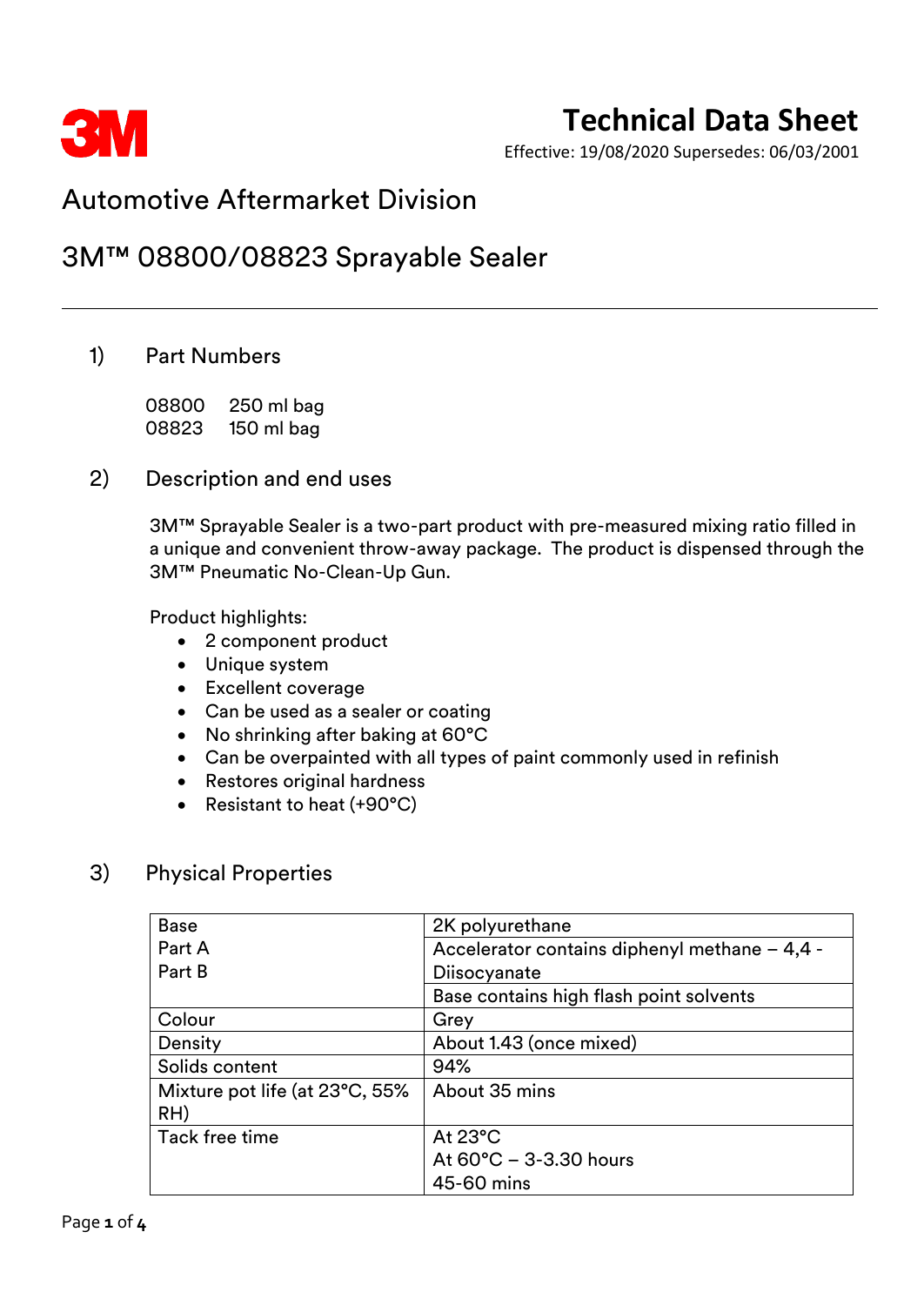# Technical Data Sheet

Effective: 19/08/2020 Supersedes: 06/03/2001

## Automotive Aftermarket Division

## 3M™ 08800/08823 Sprayable Sealer

### 1) Part Numbers

08800 250 ml bag
08823 150 ml bag

### 2) Description and end uses

3M™ Sprayable Sealer is a two-part product with pre-measured mixing ratio filled in a unique and convenient throw-away package. The product is dispensed through the 3M™ Pneumatic No-Clean-Up Gun.

Product highlights:

- 2 component product
- Unique system
- Excellent coverage
- Can be used as a sealer or coating
- No shrinking after baking at 60°C
- Can be overpainted with all types of paint commonly used in refinish
- Restores original hardness
- Resistant to heat (+90°C)

### 3) Physical Properties

| | |
|---|---|
| Base<br>Part A<br>Part B | 2K polyurethane<br>Accelerator contains diphenyl methane – 4,4 - Diisocyanate<br>Base contains high flash point solvents |
| Colour | Grey |
| Density | About 1.43 (once mixed) |
| Solids content | 94% |
| Mixture pot life (at 23°C, 55% RH) | About 35 mins |
| Tack free time | At 23°C<br>At 60°C – 3-3.30 hours<br>45-60 mins |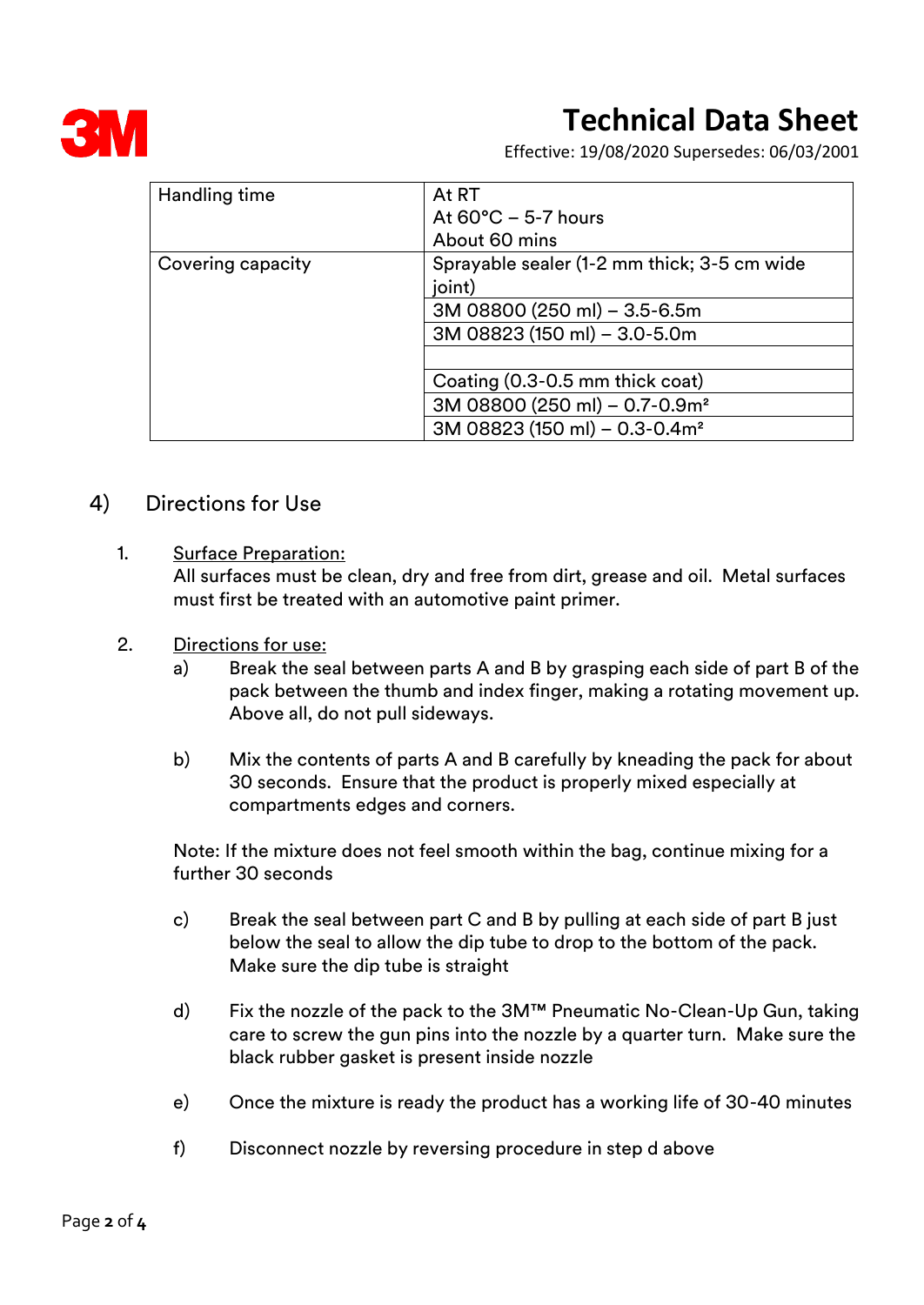| Handling time | At RT<br>At 60°C – 5-7 hours<br>About 60 mins |
|---|---|
| Covering capacity | Sprayable sealer (1-2 mm thick; 3-5 cm wide joint) |
| | 3M 08800 (250 ml) – 3.5-6.5m |
| | 3M 08823 (150 ml) – 3.0-5.0m |
| | |
| | Coating (0.3-0.5 mm thick coat) |
| | 3M 08800 (250 ml) – 0.7-0.9m² |
| | 3M 08823 (150 ml) – 0.3-0.4m² |

## 4) Directions for Use

1. Surface Preparation:
   All surfaces must be clean, dry and free from dirt, grease and oil. Metal surfaces must first be treated with an automotive paint primer.

2. Directions for use:
   a) Break the seal between parts A and B by grasping each side of part B of the pack between the thumb and index finger, making a rotating movement up. Above all, do not pull sideways.

   b) Mix the contents of parts A and B carefully by kneading the pack for about 30 seconds. Ensure that the product is properly mixed especially at compartments edges and corners.

   Note: If the mixture does not feel smooth within the bag, continue mixing for a further 30 seconds

   c) Break the seal between part C and B by pulling at each side of part B just below the seal to allow the dip tube to drop to the bottom of the pack. Make sure the dip tube is straight

   d) Fix the nozzle of the pack to the 3M™ Pneumatic No-Clean-Up Gun, taking care to screw the gun pins into the nozzle by a quarter turn. Make sure the black rubber gasket is present inside nozzle

   e) Once the mixture is ready the product has a working life of 30-40 minutes

   f) Disconnect nozzle by reversing procedure in step d above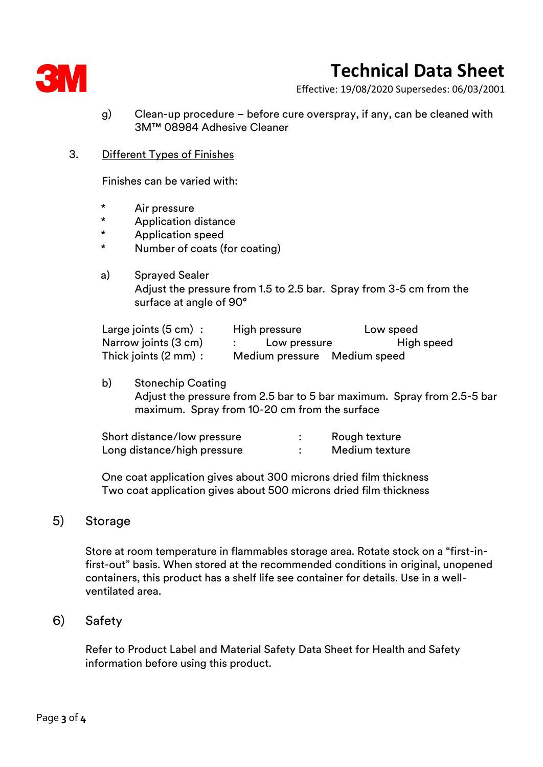g) Clean-up procedure – before cure overspray, if any, can be cleaned with 3M™ 08984 Adhesive Cleaner

3. Different Types of Finishes

Finishes can be varied with:

* Air pressure
* Application distance
* Application speed
* Number of coats (for coating)

a) Sprayed Sealer
Adjust the pressure from 1.5 to 2.5 bar. Spray from 3-5 cm from the surface at angle of 90°

| | | |
|---|---|---|
| Large joints (5 cm) : | High pressure | Low speed |
| Narrow joints (3 cm) : | Low pressure | High speed |
| Thick joints (2 mm) : | Medium pressure | Medium speed |

b) Stonechip Coating
Adjust the pressure from 2.5 bar to 5 bar maximum. Spray from 2.5-5 bar maximum. Spray from 10-20 cm from the surface

| | | |
|---|---|---|
| Short distance/low pressure | : | Rough texture |
| Long distance/high pressure | : | Medium texture |

One coat application gives about 300 microns dried film thickness
Two coat application gives about 500 microns dried film thickness

## 5) Storage

Store at room temperature in flammables storage area. Rotate stock on a "first-in-first-out" basis. When stored at the recommended conditions in original, unopened containers, this product has a shelf life see container for details. Use in a well-ventilated area.

## 6) Safety

Refer to Product Label and Material Safety Data Sheet for Health and Safety information before using this product.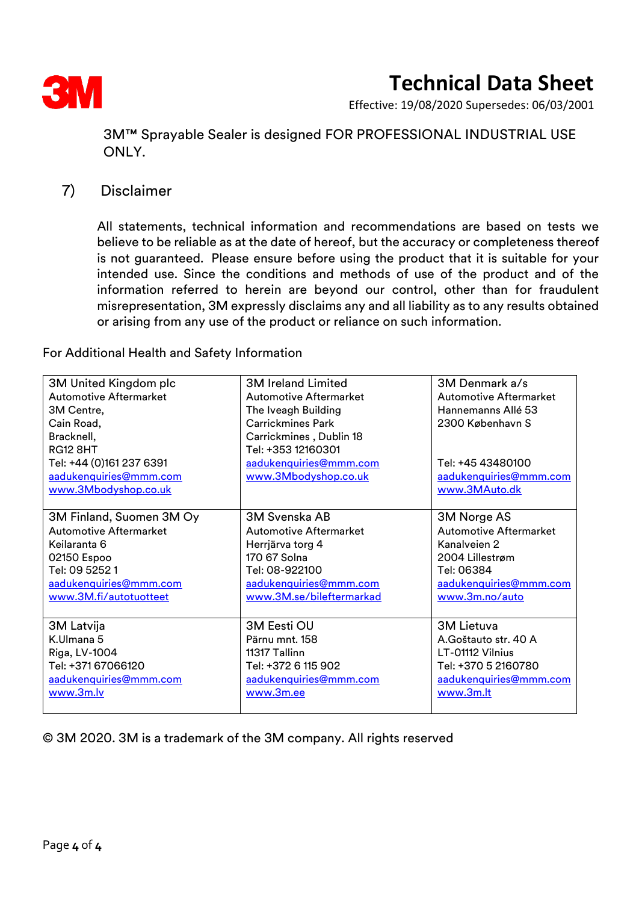3M™ Sprayable Sealer is designed FOR PROFESSIONAL INDUSTRIAL USE ONLY.

## 7) Disclaimer

All statements, technical information and recommendations are based on tests we believe to be reliable as at the date of hereof, but the accuracy or completeness thereof is not guaranteed. Please ensure before using the product that it is suitable for your intended use. Since the conditions and methods of use of the product and of the information referred to herein are beyond our control, other than for fraudulent misrepresentation, 3M expressly disclaims any and all liability as to any results obtained or arising from any use of the product or reliance on such information.

For Additional Health and Safety Information

| | | |
|---|---|---|
| 3M United Kingdom plc<br>Automotive Aftermarket<br>3M Centre,<br>Cain Road,<br>Bracknell,<br>RG12 8HT<br>Tel: +44 (0)161 237 6391<br>aadukenquiries@mmm.com<br>www.3Mbodyshop.co.uk | 3M Ireland Limited<br>Automotive Aftermarket<br>The Iveagh Building<br>Carrickmines Park<br>Carrickmines , Dublin 18<br>Tel: +353 12160301<br>aadukenquiries@mmm.com<br>www.3Mbodyshop.co.uk | 3M Denmark a/s<br>Automotive Aftermarket<br>Hannemanns Allé 53<br>2300 København S<br><br>Tel: +45 43480100<br>aadukenquiries@mmm.com<br>www.3MAuto.dk |
| 3M Finland, Suomen 3M Oy<br>Automotive Aftermarket<br>Keilaranta 6<br>02150 Espoo<br>Tel: 09 5252 1<br>aadukenquiries@mmm.com<br>www.3M.fi/autotuotteet | 3M Svenska AB<br>Automotive Aftermarket<br>Herrjärva torg 4<br>170 67 Solna<br>Tel: 08-922100<br>aadukenquiries@mmm.com<br>www.3M.se/bileftermarkad | 3M Norge AS<br>Automotive Aftermarket<br>Kanalveien 2<br>2004 Lillestrøm<br>Tel: 06384<br>aadukenquiries@mmm.com<br>www.3m.no/auto |
| 3M Latvija<br>K.Ulmana 5<br>Riga, LV-1004<br>Tel: +371 67066120<br>aadukenquiries@mmm.com<br>www.3m.lv | 3M Eesti OU<br>Pärnu mnt. 158<br>11317 Tallinn<br>Tel: +372 6 115 902<br>aadukenquiries@mmm.com<br>www.3m.ee | 3M Lietuva<br>A.Goštauto str. 40 A<br>LT-01112 Vilnius<br>Tel: +370 5 2160780<br>aadukenquiries@mmm.com<br>www.3m.lt |

© 3M 2020. 3M is a trademark of the 3M company. All rights reserved